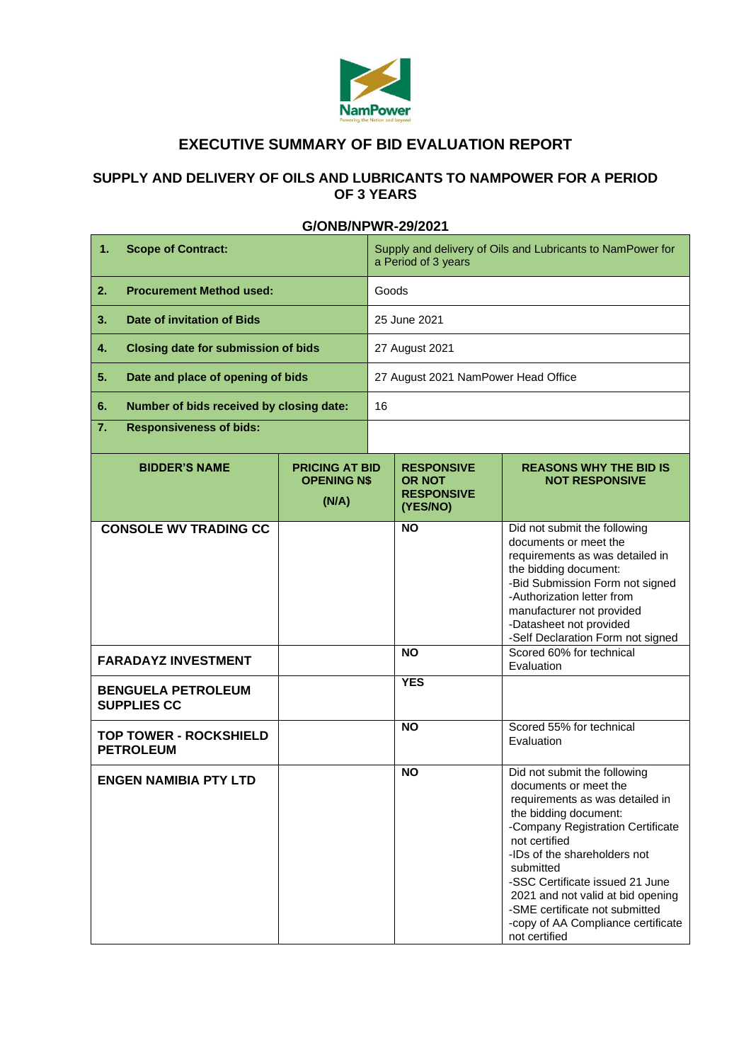# EXECUTIVE SUMMARY OF BID EVALUATION REPORT

## SUPPLY AND DELIVERY OF OILS AND LUBRICANTS TO NAMPOWER FOR A PERIOD OF 3 YEARS

### G/ONB/NPWR-29/2021

| | |
|---|---|
| **1. Scope of Contract:** | Supply and delivery of Oils and Lubricants to NamPower for a Period of 3 years |
| **2. Procurement Method used:** | Goods |
| **3. Date of invitation of Bids** | 25 June 2021 |
| **4. Closing date for submission of bids** | 27 August 2021 |
| **5. Date and place of opening of bids** | 27 August 2021 NamPower Head Office |
| **6. Number of bids received by closing date:** | 16 |
| **7. Responsiveness of bids:** | |

| BIDDER'S NAME | PRICING AT BID OPENING N$ (N/A) | RESPONSIVE OR NOT RESPONSIVE (YES/NO) | REASONS WHY THE BID IS NOT RESPONSIVE |
|---|---|---|---|
| **CONSOLE WV TRADING CC** | | **NO** | Did not submit the following documents or meet the requirements as was detailed in the bidding document:<br>-Bid Submission Form not signed<br>-Authorization letter from manufacturer not provided<br>-Datasheet not provided<br>-Self Declaration Form not signed |
| **FARADAYZ INVESTMENT** | | **NO** | Scored 60% for technical Evaluation |
| **BENGUELA PETROLEUM SUPPLIES CC** | | **YES** | |
| **TOP TOWER - ROCKSHIELD PETROLEUM** | | **NO** | Scored 55% for technical Evaluation |
| **ENGEN NAMIBIA PTY LTD** | | **NO** | Did not submit the following documents or meet the requirements as was detailed in the bidding document:<br>-Company Registration Certificate not certified<br>-IDs of the shareholders not submitted<br>-SSC Certificate issued 21 June 2021 and not valid at bid opening<br>-SME certificate not submitted<br>-copy of AA Compliance certificate not certified |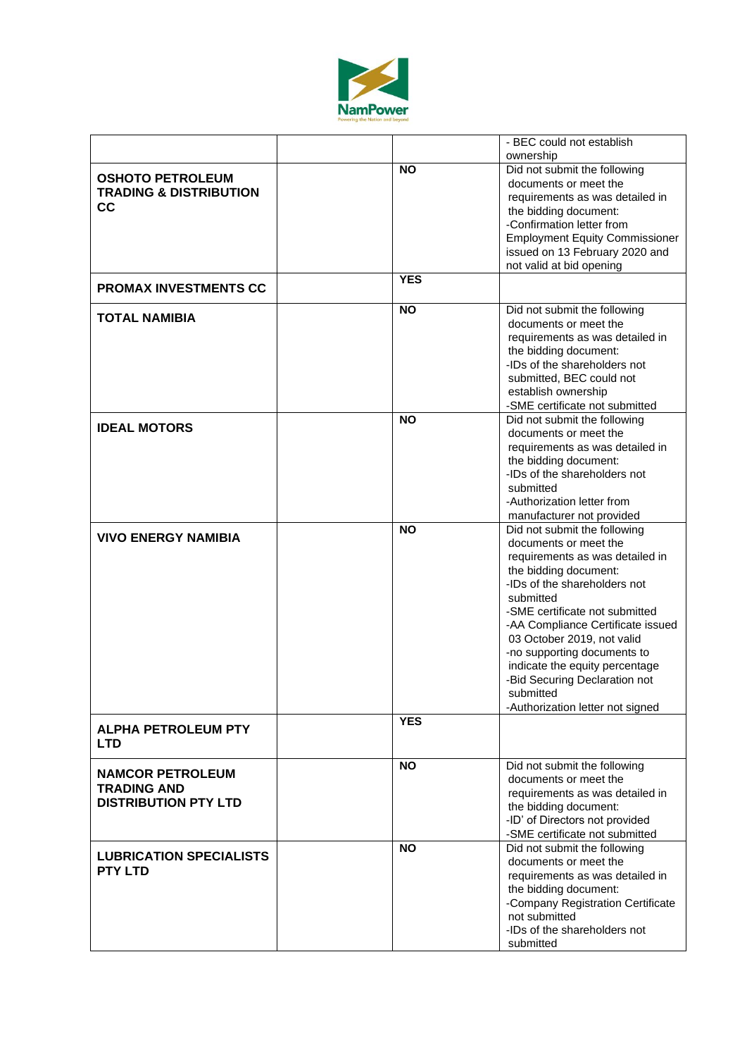| | | | |
|---|---|---|---|
| | | | - BEC could not establish ownership |
| **OSHOTO PETROLEUM TRADING & DISTRIBUTION CC** | | **NO** | Did not submit the following documents or meet the requirements as was detailed in the bidding document:<br>-Confirmation letter from Employment Equity Commissioner issued on 13 February 2020 and not valid at bid opening |
| **PROMAX INVESTMENTS CC** | | **YES** | |
| **TOTAL NAMIBIA** | | **NO** | Did not submit the following documents or meet the requirements as was detailed in the bidding document:<br>-IDs of the shareholders not submitted, BEC could not establish ownership<br>-SME certificate not submitted |
| **IDEAL MOTORS** | | **NO** | Did not submit the following documents or meet the requirements as was detailed in the bidding document:<br>-IDs of the shareholders not submitted<br>-Authorization letter from manufacturer not provided |
| **VIVO ENERGY NAMIBIA** | | **NO** | Did not submit the following documents or meet the requirements as was detailed in the bidding document:<br>-IDs of the shareholders not submitted<br>-SME certificate not submitted<br>-AA Compliance Certificate issued 03 October 2019, not valid<br>-no supporting documents to indicate the equity percentage<br>-Bid Securing Declaration not submitted<br>-Authorization letter not signed |
| **ALPHA PETROLEUM PTY LTD** | | **YES** | |
| **NAMCOR PETROLEUM TRADING AND DISTRIBUTION PTY LTD** | | **NO** | Did not submit the following documents or meet the requirements as was detailed in the bidding document:<br>-ID' of Directors not provided<br>-SME certificate not submitted |
| **LUBRICATION SPECIALISTS PTY LTD** | | **NO** | Did not submit the following documents or meet the requirements as was detailed in the bidding document:<br>-Company Registration Certificate not submitted<br>-IDs of the shareholders not submitted |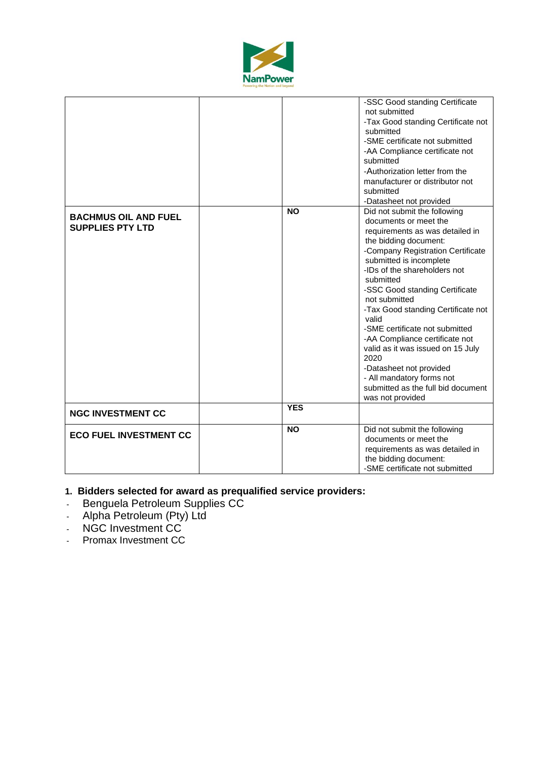| | | | |
|---|---|---|---|
| | | | -SSC Good standing Certificate not submitted<br>-Tax Good standing Certificate not submitted<br>-SME certificate not submitted<br>-AA Compliance certificate not submitted<br>-Authorization letter from the manufacturer or distributor not submitted<br>-Datasheet not provided |
| **BACHMUS OIL AND FUEL SUPPLIES PTY LTD** | | **NO** | Did not submit the following documents or meet the requirements as was detailed in the bidding document:<br>-Company Registration Certificate submitted is incomplete<br>-IDs of the shareholders not submitted<br>-SSC Good standing Certificate not submitted<br>-Tax Good standing Certificate not valid<br>-SME certificate not submitted<br>-AA Compliance certificate not valid as it was issued on 15 July 2020<br>-Datasheet not provided<br>- All mandatory forms not submitted as the full bid document was not provided |
| **NGC INVESTMENT CC** | | **YES** | |
| **ECO FUEL INVESTMENT CC** | | **NO** | Did not submit the following documents or meet the requirements as was detailed in the bidding document:<br>-SME certificate not submitted |

**1. Bidders selected for award as prequalified service providers:**

- Benguela Petroleum Supplies CC
- Alpha Petroleum (Pty) Ltd
- NGC Investment CC
- Promax Investment CC